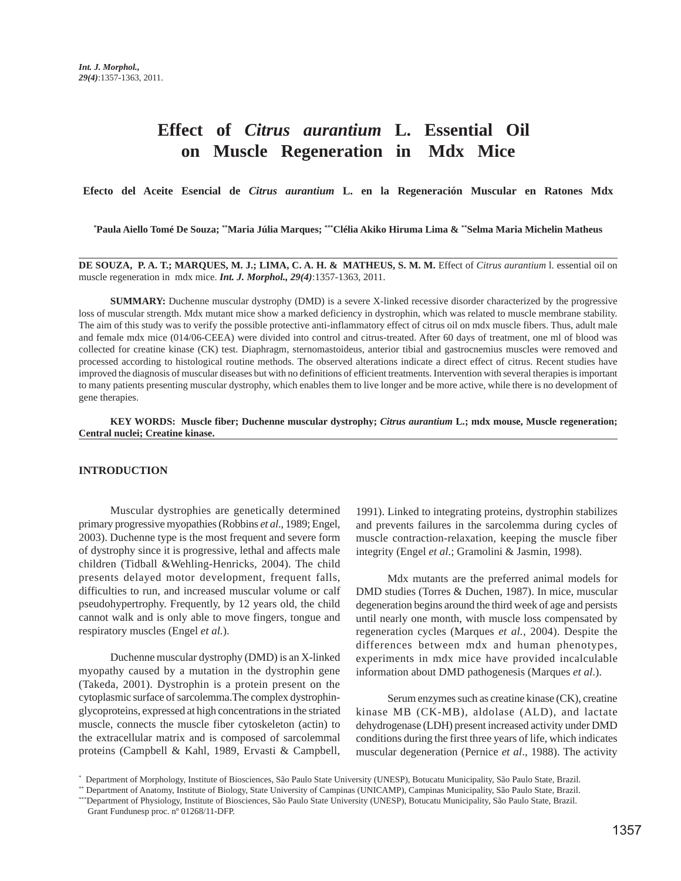# Effect of *Citrus aurantium* L. Essential Oil on Muscle Regeneration in Mdx Mice

**Efecto del Aceite Esencial de *Citrus aurantium* L. en la Regeneración Muscular en Ratones Mdx**

**[*]Paula Aiello Tomé De Souza; [**]Maria Júlia Marques; [***]Clélia Akiko Hiruma Lima & [**]Selma Maria Michelin Matheus**

**DE SOUZA, P. A. T.; MARQUES, M. J.; LIMA, C. A. H. & MATHEUS, S. M. M.** Effect of *Citrus aurantium* l. essential oil on muscle regeneration in mdx mice. ***Int. J. Morphol., 29(4)***:1357-1363, 2011.

**SUMMARY:** Duchenne muscular dystrophy (DMD) is a severe X-linked recessive disorder characterized by the progressive loss of muscular strength. Mdx mutant mice show a marked deficiency in dystrophin, which was related to muscle membrane stability. The aim of this study was to verify the possible protective anti-inflammatory effect of citrus oil on mdx muscle fibers. Thus, adult male and female mdx mice (014/06-CEEA) were divided into control and citrus-treated. After 60 days of treatment, one ml of blood was collected for creatine kinase (CK) test. Diaphragm, sternomastoideus, anterior tibial and gastrocnemius muscles were removed and processed according to histological routine methods. The observed alterations indicate a direct effect of citrus. Recent studies have improved the diagnosis of muscular diseases but with no definitions of efficient treatments. Intervention with several therapies is important to many patients presenting muscular dystrophy, which enables them to live longer and be more active, while there is no development of gene therapies.

**KEY WORDS: Muscle fiber; Duchenne muscular dystrophy; *Citrus aurantium* L.; mdx mouse, Muscle regeneration; Central nuclei; Creatine kinase.**

## INTRODUCTION

Muscular dystrophies are genetically determined primary progressive myopathies (Robbins *et al*., 1989; Engel, 2003). Duchenne type is the most frequent and severe form of dystrophy since it is progressive, lethal and affects male children (Tidball &Wehling-Henricks, 2004). The child presents delayed motor development, frequent falls, difficulties to run, and increased muscular volume or calf pseudohypertrophy. Frequently, by 12 years old, the child cannot walk and is only able to move fingers, tongue and respiratory muscles (Engel *et al.*).

Duchenne muscular dystrophy (DMD) is an X-linked myopathy caused by a mutation in the dystrophin gene (Takeda, 2001). Dystrophin is a protein present on the cytoplasmic surface of sarcolemma.The complex dystrophin-glycoproteins, expressed at high concentrations in the striated muscle, connects the muscle fiber cytoskeleton (actin) to the extracellular matrix and is composed of sarcolemmal proteins (Campbell & Kahl, 1989, Ervasti & Campbell, 1991). Linked to integrating proteins, dystrophin stabilizes and prevents failures in the sarcolemma during cycles of muscle contraction-relaxation, keeping the muscle fiber integrity (Engel *et al*.; Gramolini & Jasmin, 1998).

Mdx mutants are the preferred animal models for DMD studies (Torres & Duchen, 1987). In mice, muscular degeneration begins around the third week of age and persists until nearly one month, with muscle loss compensated by regeneration cycles (Marques *et al.*, 2004). Despite the differences between mdx and human phenotypes, experiments in mdx mice have provided incalculable information about DMD pathogenesis (Marques *et al*.).

Serum enzymes such as creatine kinase (CK), creatine kinase MB (CK-MB), aldolase (ALD), and lactate dehydrogenase (LDH) present increased activity under DMD conditions during the first three years of life, which indicates muscular degeneration (Pernice *et al*., 1988). The activity

[*] Department of Morphology, Institute of Biosciences, São Paulo State University (UNESP), Botucatu Municipality, São Paulo State, Brazil.
[**] Department of Anatomy, Institute of Biology, State University of Campinas (UNICAMP), Campinas Municipality, São Paulo State, Brazil.
[***] Department of Physiology, Institute of Biosciences, São Paulo State University (UNESP), Botucatu Municipality, São Paulo State, Brazil.
Grant Fundunesp proc. nº 01268/11-DFP.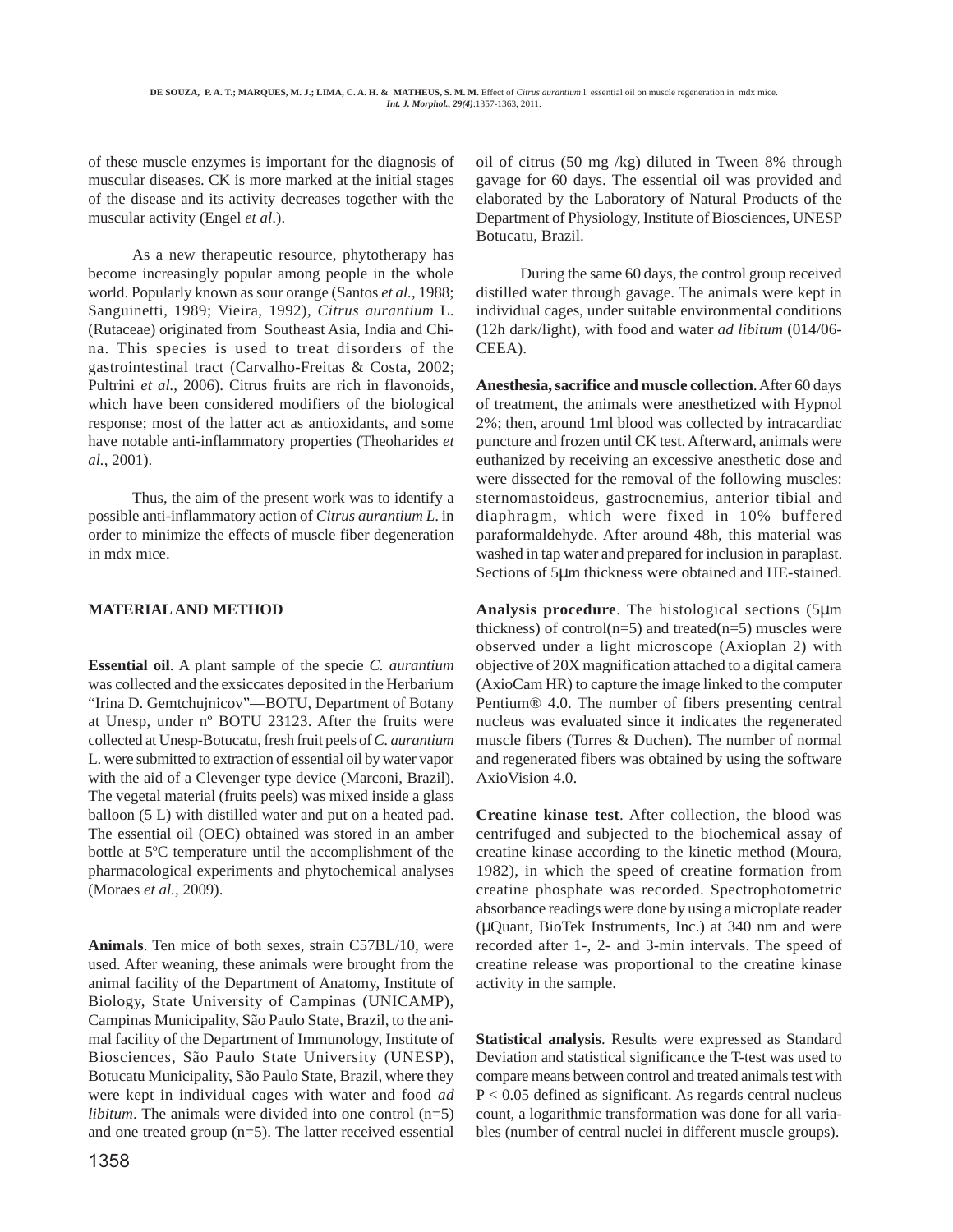of these muscle enzymes is important for the diagnosis of muscular diseases. CK is more marked at the initial stages of the disease and its activity decreases together with the muscular activity (Engel *et al*.).

As a new therapeutic resource, phytotherapy has become increasingly popular among people in the whole world. Popularly known as sour orange (Santos *et al.*, 1988; Sanguinetti, 1989; Vieira, 1992), *Citrus aurantium* L. (Rutaceae) originated from Southeast Asia, India and China. This species is used to treat disorders of the gastrointestinal tract (Carvalho-Freitas & Costa, 2002; Pultrini *et al.*, 2006). Citrus fruits are rich in flavonoids, which have been considered modifiers of the biological response; most of the latter act as antioxidants, and some have notable anti-inflammatory properties (Theoharides *et al.*, 2001).

Thus, the aim of the present work was to identify a possible anti-inflammatory action of *Citrus aurantium L.* in order to minimize the effects of muscle fiber degeneration in mdx mice.

## MATERIAL AND METHOD

**Essential oil**. A plant sample of the specie *C. aurantium* was collected and the exsiccates deposited in the Herbarium "Irina D. Gemtchujnicov"—BOTU, Department of Botany at Unesp, under nº BOTU 23123. After the fruits were collected at Unesp-Botucatu, fresh fruit peels of *C. aurantium* L. were submitted to extraction of essential oil by water vapor with the aid of a Clevenger type device (Marconi, Brazil). The vegetal material (fruits peels) was mixed inside a glass balloon (5 L) with distilled water and put on a heated pad. The essential oil (OEC) obtained was stored in an amber bottle at 5ºC temperature until the accomplishment of the pharmacological experiments and phytochemical analyses (Moraes *et al.*, 2009).

**Animals**. Ten mice of both sexes, strain C57BL/10, were used. After weaning, these animals were brought from the animal facility of the Department of Anatomy, Institute of Biology, State University of Campinas (UNICAMP), Campinas Municipality, São Paulo State, Brazil, to the animal facility of the Department of Immunology, Institute of Biosciences, São Paulo State University (UNESP), Botucatu Municipality, São Paulo State, Brazil, where they were kept in individual cages with water and food *ad libitum*. The animals were divided into one control (n=5) and one treated group (n=5). The latter received essential oil of citrus (50 mg /kg) diluted in Tween 8% through gavage for 60 days. The essential oil was provided and elaborated by the Laboratory of Natural Products of the Department of Physiology, Institute of Biosciences, UNESP Botucatu, Brazil.

During the same 60 days, the control group received distilled water through gavage. The animals were kept in individual cages, under suitable environmental conditions (12h dark/light), with food and water *ad libitum* (014/06-CEEA).

**Anesthesia, sacrifice and muscle collection**. After 60 days of treatment, the animals were anesthetized with Hypnol 2%; then, around 1ml blood was collected by intracardiac puncture and frozen until CK test. Afterward, animals were euthanized by receiving an excessive anesthetic dose and were dissected for the removal of the following muscles: sternomastoideus, gastrocnemius, anterior tibial and diaphragm, which were fixed in 10% buffered paraformaldehyde. After around 48h, this material was washed in tap water and prepared for inclusion in paraplast. Sections of 5µm thickness were obtained and HE-stained.

**Analysis procedure**. The histological sections (5µm thickness) of control(n=5) and treated(n=5) muscles were observed under a light microscope (Axioplan 2) with objective of 20X magnification attached to a digital camera (AxioCam HR) to capture the image linked to the computer Pentium® 4.0. The number of fibers presenting central nucleus was evaluated since it indicates the regenerated muscle fibers (Torres & Duchen). The number of normal and regenerated fibers was obtained by using the software AxioVision 4.0.

**Creatine kinase test**. After collection, the blood was centrifuged and subjected to the biochemical assay of creatine kinase according to the kinetic method (Moura, 1982), in which the speed of creatine formation from creatine phosphate was recorded. Spectrophotometric absorbance readings were done by using a microplate reader (µQuant, BioTek Instruments, Inc.) at 340 nm and were recorded after 1-, 2- and 3-min intervals. The speed of creatine release was proportional to the creatine kinase activity in the sample.

**Statistical analysis**. Results were expressed as Standard Deviation and statistical significance the T-test was used to compare means between control and treated animals test with $P < 0.05$ defined as significant. As regards central nucleus count, a logarithmic transformation was done for all variables (number of central nuclei in different muscle groups).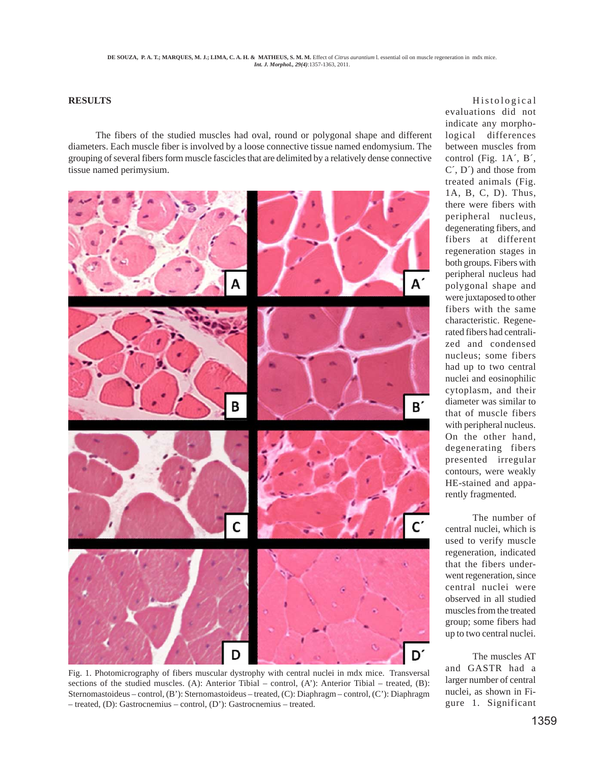## RESULTS

The fibers of the studied muscles had oval, round or polygonal shape and different diameters. Each muscle fiber is involved by a loose connective tissue named endomysium. The grouping of several fibers form muscle fascicles that are delimited by a relatively dense connective tissue named perimysium.

Fig. 1. Photomicrography of fibers muscular dystrophy with central nuclei in mdx mice. Transversal sections of the studied muscles. (A): Anterior Tibial – control, (A'): Anterior Tibial – treated, (B): Sternomastoideus – control, (B'): Sternomastoideus – treated, (C): Diaphragm – control, (C'): Diaphragm – treated, (D): Gastrocnemius – control, (D'): Gastrocnemius – treated.

Histological evaluations did not indicate any morphological differences between muscles from control (Fig. 1A´, B´, C´, D´) and those from treated animals (Fig. 1A, B, C, D). Thus, there were fibers with peripheral nucleus, degenerating fibers, and fibers at different regeneration stages in both groups. Fibers with peripheral nucleus had polygonal shape and were juxtaposed to other fibers with the same characteristic. Regenerated fibers had centralized and condensed nucleus; some fibers had up to two central nuclei and eosinophilic cytoplasm, and their diameter was similar to that of muscle fibers with peripheral nucleus. On the other hand, degenerating fibers presented irregular contours, were weakly HE-stained and apparently fragmented.

The number of central nuclei, which is used to verify muscle regeneration, indicated that the fibers underwent regeneration, since central nuclei were observed in all studied muscles from the treated group; some fibers had up to two central nuclei.

The muscles AT and GASTR had a larger number of central nuclei, as shown in Figure 1. Significant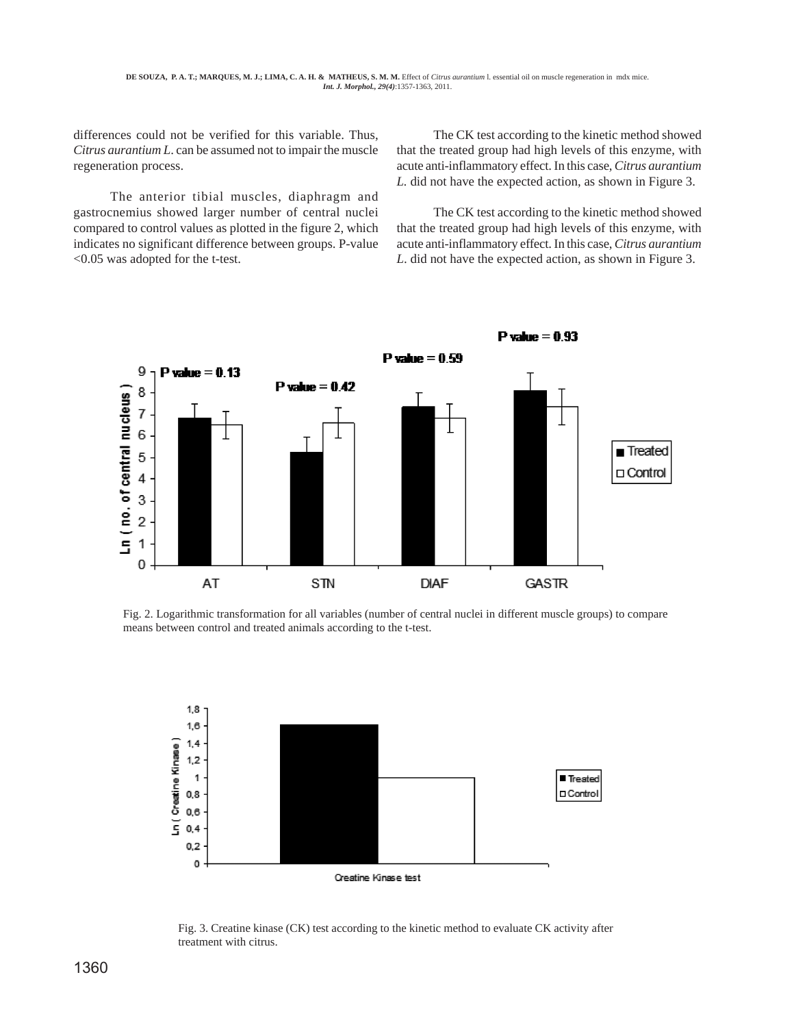differences could not be verified for this variable. Thus, *Citrus aurantium L.* can be assumed not to impair the muscle regeneration process.

The anterior tibial muscles, diaphragm and gastrocnemius showed larger number of central nuclei compared to control values as plotted in the figure 2, which indicates no significant difference between groups. P-value <0.05 was adopted for the t-test.

The CK test according to the kinetic method showed that the treated group had high levels of this enzyme, with acute anti-inflammatory effect. In this case, *Citrus aurantium L.* did not have the expected action, as shown in Figure 3.

The CK test according to the kinetic method showed that the treated group had high levels of this enzyme, with acute anti-inflammatory effect. In this case, *Citrus aurantium L.* did not have the expected action, as shown in Figure 3.

Fig. 2. Logarithmic transformation for all variables (number of central nuclei in different muscle groups) to compare means between control and treated animals according to the t-test.

Fig. 3. Creatine kinase (CK) test according to the kinetic method to evaluate CK activity after treatment with citrus.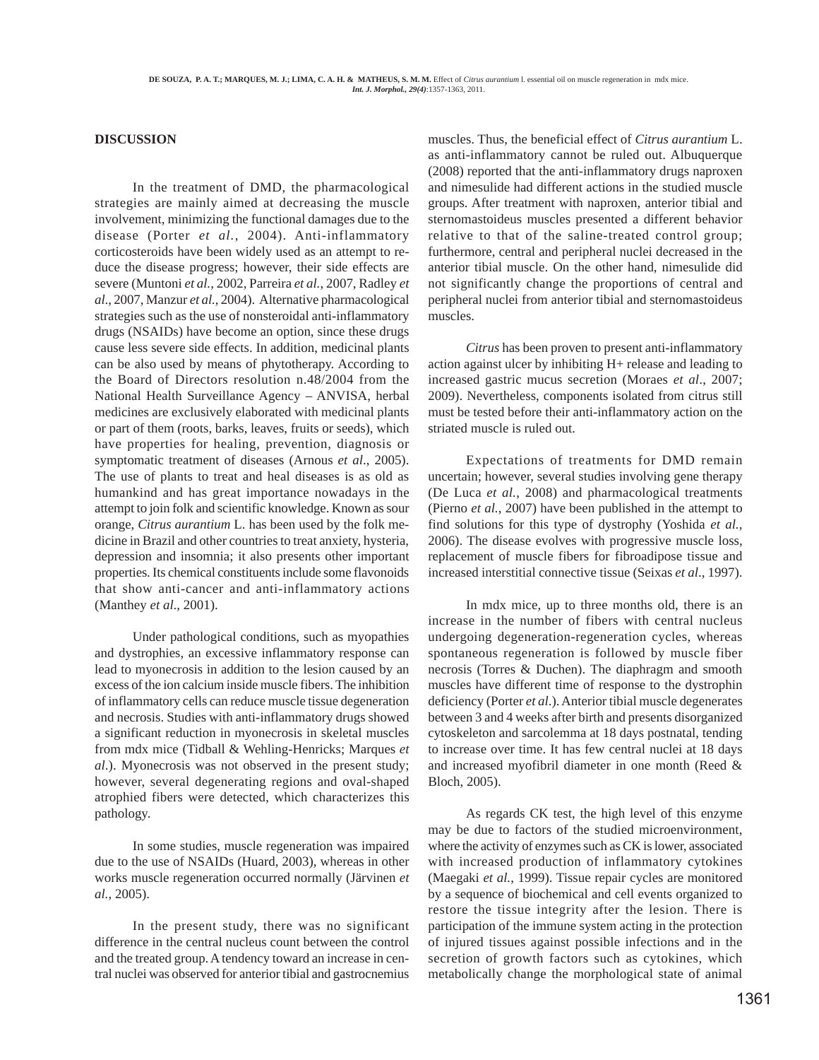## DISCUSSION

In the treatment of DMD, the pharmacological strategies are mainly aimed at decreasing the muscle involvement, minimizing the functional damages due to the disease (Porter *et al.*, 2004). Anti-inflammatory corticosteroids have been widely used as an attempt to reduce the disease progress; however, their side effects are severe (Muntoni *et al.*, 2002, Parreira *et al.*, 2007, Radley *et al.*, 2007, Manzur *et al.*, 2004). Alternative pharmacological strategies such as the use of nonsteroidal anti-inflammatory drugs (NSAIDs) have become an option, since these drugs cause less severe side effects. In addition, medicinal plants can be also used by means of phytotherapy. According to the Board of Directors resolution n.48/2004 from the National Health Surveillance Agency – ANVISA, herbal medicines are exclusively elaborated with medicinal plants or part of them (roots, barks, leaves, fruits or seeds), which have properties for healing, prevention, diagnosis or symptomatic treatment of diseases (Arnous *et al.*, 2005). The use of plants to treat and heal diseases is as old as humankind and has great importance nowadays in the attempt to join folk and scientific knowledge. Known as sour orange, *Citrus aurantium* L. has been used by the folk medicine in Brazil and other countries to treat anxiety, hysteria, depression and insomnia; it also presents other important properties. Its chemical constituents include some flavonoids that show anti-cancer and anti-inflammatory actions (Manthey *et al.*, 2001).

Under pathological conditions, such as myopathies and dystrophies, an excessive inflammatory response can lead to myonecrosis in addition to the lesion caused by an excess of the ion calcium inside muscle fibers. The inhibition of inflammatory cells can reduce muscle tissue degeneration and necrosis. Studies with anti-inflammatory drugs showed a significant reduction in myonecrosis in skeletal muscles from mdx mice (Tidball & Wehling-Henricks; Marques *et al.*). Myonecrosis was not observed in the present study; however, several degenerating regions and oval-shaped atrophied fibers were detected, which characterizes this pathology.

In some studies, muscle regeneration was impaired due to the use of NSAIDs (Huard, 2003), whereas in other works muscle regeneration occurred normally (Järvinen *et al.*, 2005).

In the present study, there was no significant difference in the central nucleus count between the control and the treated group. A tendency toward an increase in central nuclei was observed for anterior tibial and gastrocnemius muscles. Thus, the beneficial effect of *Citrus aurantium* L. as anti-inflammatory cannot be ruled out. Albuquerque (2008) reported that the anti-inflammatory drugs naproxen and nimesulide had different actions in the studied muscle groups. After treatment with naproxen, anterior tibial and sternomastoideus muscles presented a different behavior relative to that of the saline-treated control group; furthermore, central and peripheral nuclei decreased in the anterior tibial muscle. On the other hand, nimesulide did not significantly change the proportions of central and peripheral nuclei from anterior tibial and sternomastoideus muscles.

*Citrus* has been proven to present anti-inflammatory action against ulcer by inhibiting H+ release and leading to increased gastric mucus secretion (Moraes *et al*., 2007; 2009). Nevertheless, components isolated from citrus still must be tested before their anti-inflammatory action on the striated muscle is ruled out.

Expectations of treatments for DMD remain uncertain; however, several studies involving gene therapy (De Luca *et al.*, 2008) and pharmacological treatments (Pierno *et al.*, 2007) have been published in the attempt to find solutions for this type of dystrophy (Yoshida *et al.*, 2006). The disease evolves with progressive muscle loss, replacement of muscle fibers for fibroadipose tissue and increased interstitial connective tissue (Seixas *et al*., 1997).

In mdx mice, up to three months old, there is an increase in the number of fibers with central nucleus undergoing degeneration-regeneration cycles, whereas spontaneous regeneration is followed by muscle fiber necrosis (Torres & Duchen). The diaphragm and smooth muscles have different time of response to the dystrophin deficiency (Porter *et al*.). Anterior tibial muscle degenerates between 3 and 4 weeks after birth and presents disorganized cytoskeleton and sarcolemma at 18 days postnatal, tending to increase over time. It has few central nuclei at 18 days and increased myofibril diameter in one month (Reed & Bloch, 2005).

As regards CK test, the high level of this enzyme may be due to factors of the studied microenvironment, where the activity of enzymes such as CK is lower, associated with increased production of inflammatory cytokines (Maegaki *et al.*, 1999). Tissue repair cycles are monitored by a sequence of biochemical and cell events organized to restore the tissue integrity after the lesion. There is participation of the immune system acting in the protection of injured tissues against possible infections and in the secretion of growth factors such as cytokines, which metabolically change the morphological state of animal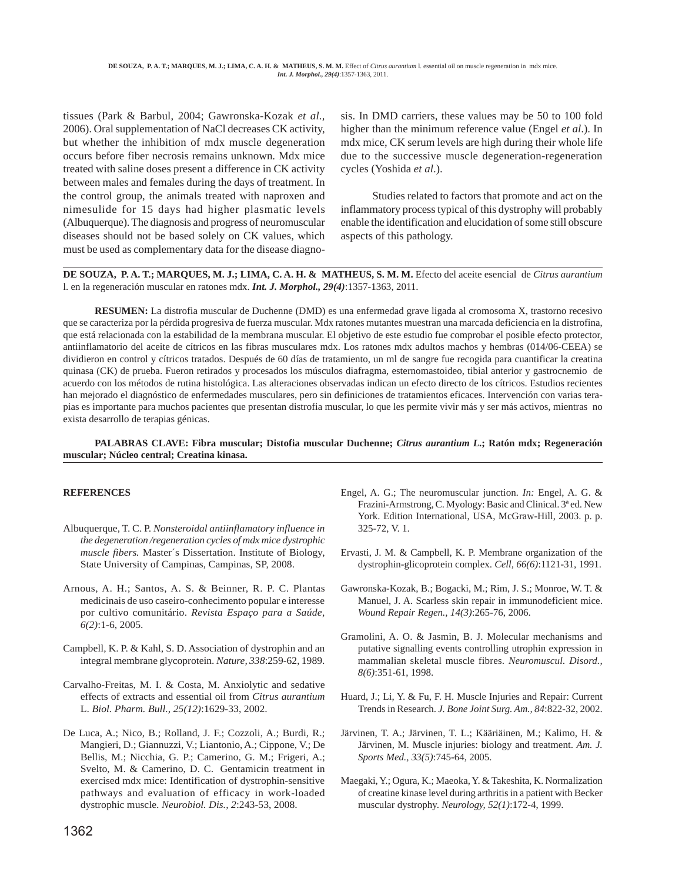tissues (Park & Barbul, 2004; Gawronska-Kozak *et al.*, 2006). Oral supplementation of NaCl decreases CK activity, but whether the inhibition of mdx muscle degeneration occurs before fiber necrosis remains unknown. Mdx mice treated with saline doses present a difference in CK activity between males and females during the days of treatment. In the control group, the animals treated with naproxen and nimesulide for 15 days had higher plasmatic levels (Albuquerque). The diagnosis and progress of neuromuscular diseases should not be based solely on CK values, which must be used as complementary data for the disease diagnosis. In DMD carriers, these values may be 50 to 100 fold higher than the minimum reference value (Engel *et al*.). In mdx mice, CK serum levels are high during their whole life due to the successive muscle degeneration-regeneration cycles (Yoshida *et al*.).

Studies related to factors that promote and act on the inflammatory process typical of this dystrophy will probably enable the identification and elucidation of some still obscure aspects of this pathology.

---

**DE SOUZA, P. A. T.; MARQUES, M. J.; LIMA, C. A. H. & MATHEUS, S. M. M.** Efecto del aceite esencial de *Citrus aurantium* l. en la regeneración muscular en ratones mdx. ***Int. J. Morphol., 29(4)***:1357-1363, 2011.

**RESUMEN:** La distrofia muscular de Duchenne (DMD) es una enfermedad grave ligada al cromosoma X, trastorno recesivo que se caracteriza por la pérdida progresiva de fuerza muscular. Mdx ratones mutantes muestran una marcada deficiencia en la distrofina, que está relacionada con la estabilidad de la membrana muscular. El objetivo de este estudio fue comprobar el posible efecto protector, antiinflamatorio del aceite de cítricos en las fibras musculares mdx. Los ratones mdx adultos machos y hembras (014/06-CEEA) se dividieron en control y cítricos tratados. Después de 60 días de tratamiento, un ml de sangre fue recogida para cuantificar la creatina quinasa (CK) de prueba. Fueron retirados y procesados los músculos diafragma, esternomastoideo, tibial anterior y gastrocnemio de acuerdo con los métodos de rutina histológica. Las alteraciones observadas indican un efecto directo de los cítricos. Estudios recientes han mejorado el diagnóstico de enfermedades musculares, pero sin definiciones de tratamientos eficaces. Intervención con varias terapias es importante para muchos pacientes que presentan distrofia muscular, lo que les permite vivir más y ser más activos, mientras no exista desarrollo de terapias génicas.

**PALABRAS CLAVE: Fibra muscular; Distofia muscular Duchenne; *Citrus aurantium L.*; Ratón mdx; Regeneración muscular; Núcleo central; Creatina kinasa.**

---

## REFERENCES

Albuquerque, T. C. P. *Nonsteroidal antiinflamatory influence in the degeneration /regeneration cycles of mdx mice dystrophic muscle fibers.* Master´s Dissertation. Institute of Biology, State University of Campinas, Campinas, SP, 2008.

Arnous, A. H.; Santos, A. S. & Beinner, R. P. C. Plantas medicinais de uso caseiro-conhecimento popular e interesse por cultivo comunitário. *Revista Espaço para a Saúde, 6(2)*:1-6, 2005.

Campbell, K. P. & Kahl, S. D. Association of dystrophin and an integral membrane glycoprotein. *Nature, 338*:259-62, 1989.

Carvalho-Freitas, M. I. & Costa, M. Anxiolytic and sedative effects of extracts and essential oil from *Citrus aurantium* L. *Biol. Pharm. Bull., 25(12)*:1629-33, 2002.

De Luca, A.; Nico, B.; Rolland, J. F.; Cozzoli, A.; Burdi, R.; Mangieri, D.; Giannuzzi, V.; Liantonio, A.; Cippone, V.; De Bellis, M.; Nicchia, G. P.; Camerino, G. M.; Frigeri, A.; Svelto, M. & Camerino, D. C. Gentamicin treatment in exercised mdx mice: Identification of dystrophin-sensitive pathways and evaluation of efficacy in work-loaded dystrophic muscle. *Neurobiol. Dis., 2*:243-53, 2008.

Engel, A. G.; The neuromuscular junction. *In:* Engel, A. G. & Frazini-Armstrong, C. Myology: Basic and Clinical. 3ª ed. New York. Edition International, USA, McGraw-Hill, 2003. p. p. 325-72, V. 1.

Ervasti, J. M. & Campbell, K. P. Membrane organization of the dystrophin-glicoprotein complex. *Cell, 66(6)*:1121-31, 1991.

Gawronska-Kozak, B.; Bogacki, M.; Rim, J. S.; Monroe, W. T. & Manuel, J. A. Scarless skin repair in immunodeficient mice. *Wound Repair Regen., 14(3)*:265-76, 2006.

Gramolini, A. O. & Jasmin, B. J. Molecular mechanisms and putative signalling events controlling utrophin expression in mammalian skeletal muscle fibres. *Neuromuscul. Disord., 8(6)*:351-61, 1998.

Huard, J.; Li, Y. & Fu, F. H. Muscle Injuries and Repair: Current Trends in Research. *J. Bone Joint Surg. Am., 84*:822-32, 2002.

Järvinen, T. A.; Järvinen, T. L.; Kääriäinen, M.; Kalimo, H. & Järvinen, M. Muscle injuries: biology and treatment. *Am. J. Sports Med., 33(5)*:745-64, 2005.

Maegaki, Y.; Ogura, K.; Maeoka, Y. & Takeshita, K. Normalization of creatine kinase level during arthritis in a patient with Becker muscular dystrophy. *Neurology, 52(1)*:172-4, 1999.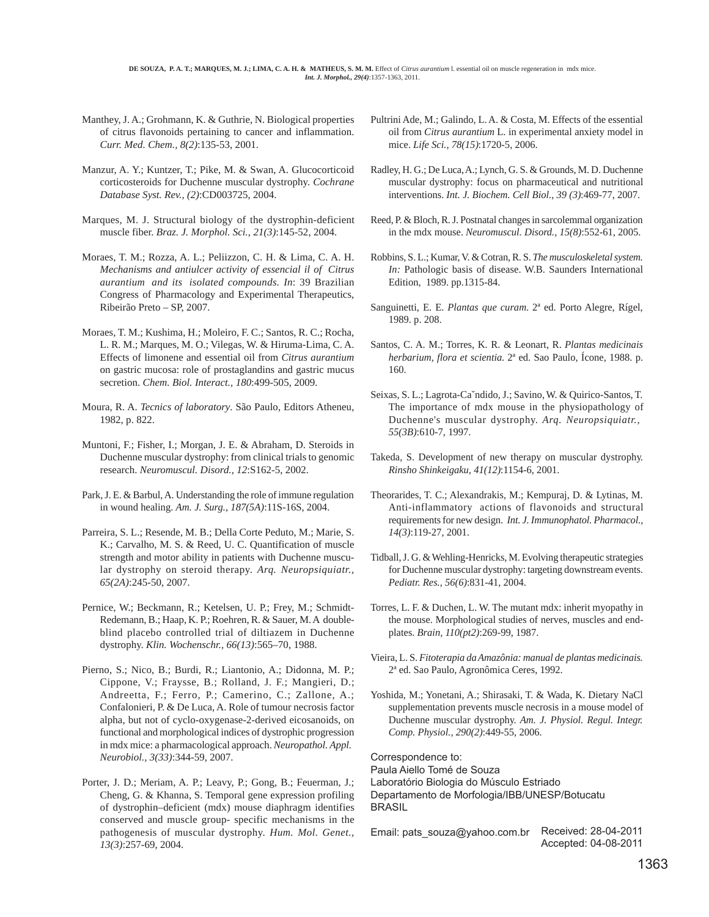Manthey, J. A.; Grohmann, K. & Guthrie, N. Biological properties of citrus flavonoids pertaining to cancer and inflammation. *Curr. Med. Chem., 8(2)*:135-53, 2001.

Manzur, A. Y.; Kuntzer, T.; Pike, M. & Swan, A. Glucocorticoid corticosteroids for Duchenne muscular dystrophy. *Cochrane Database Syst. Rev., (2)*:CD003725, 2004.

Marques, M. J. Structural biology of the dystrophin-deficient muscle fiber. *Braz. J. Morphol. Sci., 21(3)*:145-52, 2004.

Moraes, T. M.; Rozza, A. L.; Peliizzon, C. H. & Lima, C. A. H. *Mechanisms and antiulcer activity of essencial il of Citrus aurantium and its isolated compounds*. *In*: 39 Brazilian Congress of Pharmacology and Experimental Therapeutics, Ribeirão Preto – SP, 2007.

Moraes, T. M.; Kushima, H.; Moleiro, F. C.; Santos, R. C.; Rocha, L. R. M.; Marques, M. O.; Vilegas, W. & Hiruma-Lima, C. A. Effects of limonene and essential oil from *Citrus aurantium* on gastric mucosa: role of prostaglandins and gastric mucus secretion. *Chem. Biol. Interact., 180*:499-505, 2009.

Moura, R. A. *Tecnics of laboratory*. São Paulo, Editors Atheneu, 1982, p. 822.

Muntoni, F.; Fisher, I.; Morgan, J. E. & Abraham, D. Steroids in Duchenne muscular dystrophy: from clinical trials to genomic research. *Neuromuscul. Disord., 12*:S162-5, 2002.

Park, J. E. & Barbul, A. Understanding the role of immune regulation in wound healing. *Am. J. Surg., 187(5A)*:11S-16S, 2004.

Parreira, S. L.; Resende, M. B.; Della Corte Peduto, M.; Marie, S. K.; Carvalho, M. S. & Reed, U. C. Quantification of muscle strength and motor ability in patients with Duchenne muscular dystrophy on steroid therapy. *Arq. Neuropsiquiatr., 65(2A)*:245-50, 2007.

Pernice, W.; Beckmann, R.; Ketelsen, U. P.; Frey, M.; Schmidt-Redemann, B.; Haap, K. P.; Roehren, R. & Sauer, M. A double-blind placebo controlled trial of diltiazem in Duchenne dystrophy. *Klin. Wochenschr., 66(13)*:565–70, 1988.

Pierno, S.; Nico, B.; Burdi, R.; Liantonio, A.; Didonna, M. P.; Cippone, V.; Fraysse, B.; Rolland, J. F.; Mangieri, D.; Andreetta, F.; Ferro, P.; Camerino, C.; Zallone, A.; Confalonieri, P. & De Luca, A. Role of tumour necrosis factor alpha, but not of cyclo-oxygenase-2-derived eicosanoids, on functional and morphological indices of dystrophic progression in mdx mice: a pharmacological approach. *Neuropathol. Appl. Neurobiol., 3(33)*:344-59, 2007.

Porter, J. D.; Meriam, A. P.; Leavy, P.; Gong, B.; Feuerman, J.; Cheng, G. & Khanna, S. Temporal gene expression profiling of dystrophin–deficient (mdx) mouse diaphragm identifies conserved and muscle group- specific mechanisms in the pathogenesis of muscular dystrophy. *Hum. Mol. Genet., 13(3)*:257-69, 2004.

Pultrini Ade, M.; Galindo, L. A. & Costa, M. Effects of the essential oil from *Citrus aurantium* L. in experimental anxiety model in mice. *Life Sci., 78(15)*:1720-5, 2006.

Radley, H. G.; De Luca, A.; Lynch, G. S. & Grounds, M. D. Duchenne muscular dystrophy: focus on pharmaceutical and nutritional interventions. *Int. J. Biochem. Cell Biol., 39 (3)*:469-77, 2007.

Reed, P. & Bloch, R. J. Postnatal changes in sarcolemmal organization in the mdx mouse. *Neuromuscul. Disord., 15(8)*:552-61, 2005.

Robbins, S. L.; Kumar, V. & Cotran, R. S. *The musculoskeletal system. In:* Pathologic basis of disease. W.B. Saunders International Edition, 1989. pp.1315-84.

Sanguinetti, E. E. *Plantas que curam*. 2ª ed. Porto Alegre, Rígel, 1989. p. 208.

Santos, C. A. M.; Torres, K. R. & Leonart, R. *Plantas medicinais herbarium, flora et scientia*. 2ª ed. Sao Paulo, Ícone, 1988. p. 160.

Seixas, S. L.; Lagrota-Ca˘ndido, J.; Savino, W. & Quirico-Santos, T. The importance of mdx mouse in the physiopathology of Duchenne's muscular dystrophy. *Arq. Neuropsiquiatr., 55(3B)*:610-7, 1997.

Takeda, S. Development of new therapy on muscular dystrophy. *Rinsho Shinkeigaku, 41(12)*:1154-6, 2001.

Theorarides, T. C.; Alexandrakis, M.; Kempuraj, D. & Lytinas, M. Anti-inflammatory actions of flavonoids and structural requirements for new design. *Int. J. Immunophatol. Pharmacol., 14(3)*:119-27, 2001.

Tidball, J. G. & Wehling-Henricks, M. Evolving therapeutic strategies for Duchenne muscular dystrophy: targeting downstream events. *Pediatr. Res., 56(6)*:831-41, 2004.

Torres, L. F. & Duchen, L. W. The mutant mdx: inherit myopathy in the mouse. Morphological studies of nerves, muscles and end-plates. *Brain, 110(pt2)*:269-99, 1987.

Vieira, L. S. *Fitoterapia da Amazônia: manual de plantas medicinais.* 2ª ed. Sao Paulo, Agronômica Ceres, 1992.

Yoshida, M.; Yonetani, A.; Shirasaki, T. & Wada, K. Dietary NaCl supplementation prevents muscle necrosis in a mouse model of Duchenne muscular dystrophy. *Am. J. Physiol. Regul. Integr. Comp. Physiol., 290(2)*:449-55, 2006.

Correspondence to:
Paula Aiello Tomé de Souza
Laboratório Biologia do Músculo Estriado
Departamento de Morfologia/IBB/UNESP/Botucatu
BRASIL

Email: pats_souza@yahoo.com.br

Received: 28-04-2011
Accepted: 04-08-2011